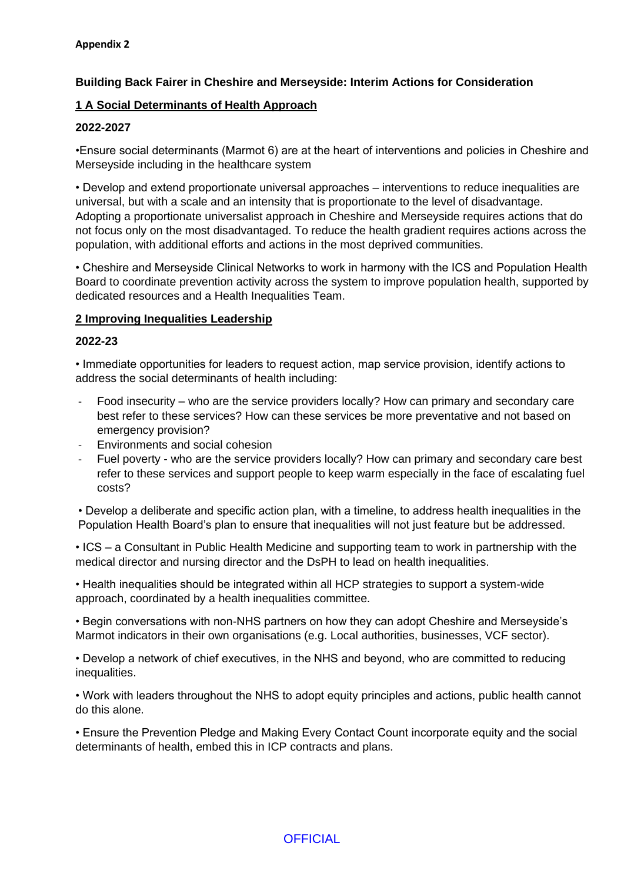**Appendix 2**

## Building Back Fairer in Cheshire and Merseyside: Interim Actions for Consideration

### 1 A Social Determinants of Health Approach

**2022-2027**

- Ensure social determinants (Marmot 6) are at the heart of interventions and policies in Cheshire and Merseyside including in the healthcare system

- Develop and extend proportionate universal approaches – interventions to reduce inequalities are universal, but with a scale and an intensity that is proportionate to the level of disadvantage. Adopting a proportionate universalist approach in Cheshire and Merseyside requires actions that do not focus only on the most disadvantaged. To reduce the health gradient requires actions across the population, with additional efforts and actions in the most deprived communities.

- Cheshire and Merseyside Clinical Networks to work in harmony with the ICS and Population Health Board to coordinate prevention activity across the system to improve population health, supported by dedicated resources and a Health Inequalities Team.

### 2 Improving Inequalities Leadership

**2022-23**

- Immediate opportunities for leaders to request action, map service provision, identify actions to address the social determinants of health including:
  - Food insecurity – who are the service providers locally? How can primary and secondary care best refer to these services? How can these services be more preventative and not based on emergency provision?
  - Environments and social cohesion
  - Fuel poverty - who are the service providers locally? How can primary and secondary care best refer to these services and support people to keep warm especially in the face of escalating fuel costs?

- Develop a deliberate and specific action plan, with a timeline, to address health inequalities in the Population Health Board's plan to ensure that inequalities will not just feature but be addressed.

- ICS – a Consultant in Public Health Medicine and supporting team to work in partnership with the medical director and nursing director and the DsPH to lead on health inequalities.

- Health inequalities should be integrated within all HCP strategies to support a system-wide approach, coordinated by a health inequalities committee.

- Begin conversations with non-NHS partners on how they can adopt Cheshire and Merseyside's Marmot indicators in their own organisations (e.g. Local authorities, businesses, VCF sector).

- Develop a network of chief executives, in the NHS and beyond, who are committed to reducing inequalities.

- Work with leaders throughout the NHS to adopt equity principles and actions, public health cannot do this alone.

- Ensure the Prevention Pledge and Making Every Contact Count incorporate equity and the social determinants of health, embed this in ICP contracts and plans.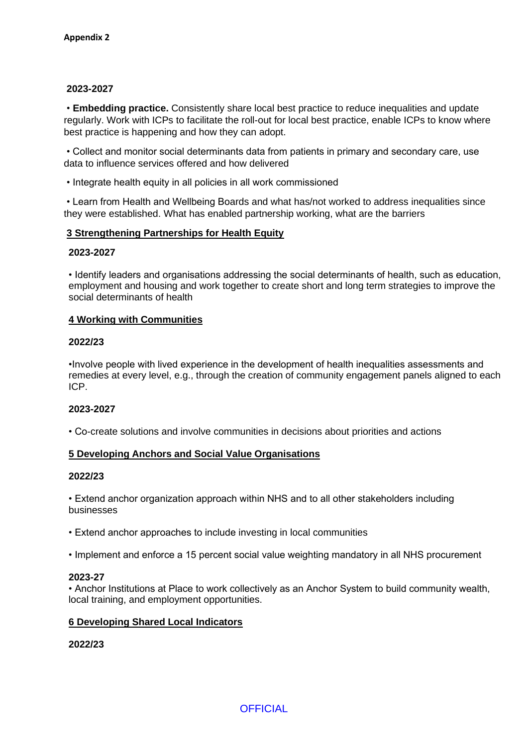**Appendix 2**

**2023-2027**

- **Embedding practice.** Consistently share local best practice to reduce inequalities and update regularly. Work with ICPs to facilitate the roll-out for local best practice, enable ICPs to know where best practice is happening and how they can adopt.
- Collect and monitor social determinants data from patients in primary and secondary care, use data to influence services offered and how delivered
- Integrate health equity in all policies in all work commissioned
- Learn from Health and Wellbeing Boards and what has/not worked to address inequalities since they were established. What has enabled partnership working, what are the barriers

## 3 Strengthening Partnerships for Health Equity

**2023-2027**

- Identify leaders and organisations addressing the social determinants of health, such as education, employment and housing and work together to create short and long term strategies to improve the social determinants of health

## 4 Working with Communities

**2022/23**

- Involve people with lived experience in the development of health inequalities assessments and remedies at every level, e.g., through the creation of community engagement panels aligned to each ICP.

**2023-2027**

- Co-create solutions and involve communities in decisions about priorities and actions

## 5 Developing Anchors and Social Value Organisations

**2022/23**

- Extend anchor organization approach within NHS and to all other stakeholders including businesses
- Extend anchor approaches to include investing in local communities
- Implement and enforce a 15 percent social value weighting mandatory in all NHS procurement

**2023-27**

- Anchor Institutions at Place to work collectively as an Anchor System to build community wealth, local training, and employment opportunities.

## 6 Developing Shared Local Indicators

**2022/23**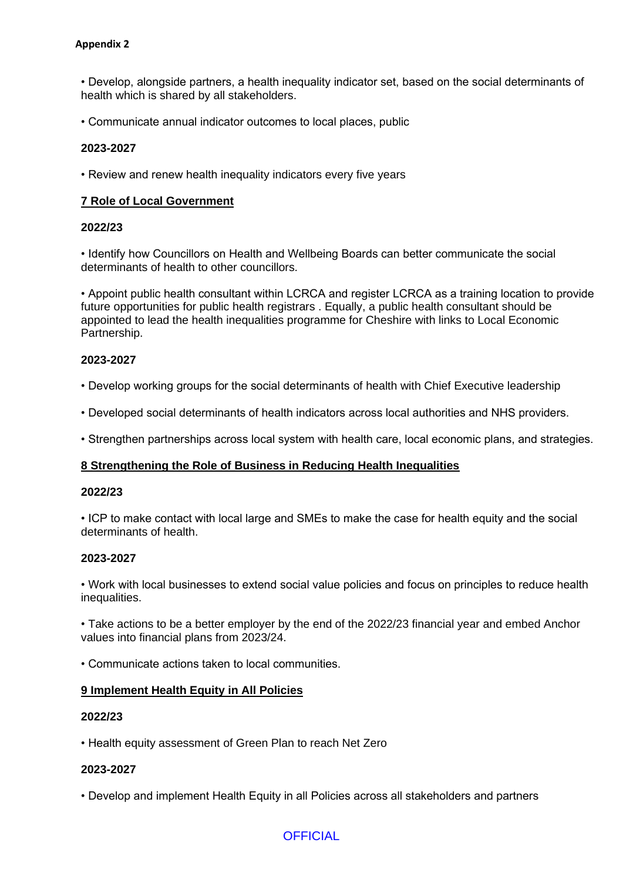**Appendix 2**

• Develop, alongside partners, a health inequality indicator set, based on the social determinants of health which is shared by all stakeholders.

• Communicate annual indicator outcomes to local places, public

**2023-2027**

• Review and renew health inequality indicators every five years

## 7 Role of Local Government

**2022/23**

• Identify how Councillors on Health and Wellbeing Boards can better communicate the social determinants of health to other councillors.

• Appoint public health consultant within LCRCA and register LCRCA as a training location to provide future opportunities for public health registrars . Equally, a public health consultant should be appointed to lead the health inequalities programme for Cheshire with links to Local Economic Partnership.

**2023-2027**

• Develop working groups for the social determinants of health with Chief Executive leadership

• Developed social determinants of health indicators across local authorities and NHS providers.

• Strengthen partnerships across local system with health care, local economic plans, and strategies.

## 8 Strengthening the Role of Business in Reducing Health Inequalities

**2022/23**

• ICP to make contact with local large and SMEs to make the case for health equity and the social determinants of health.

**2023-2027**

• Work with local businesses to extend social value policies and focus on principles to reduce health inequalities.

• Take actions to be a better employer by the end of the 2022/23 financial year and embed Anchor values into financial plans from 2023/24.

• Communicate actions taken to local communities.

## 9 Implement Health Equity in All Policies

**2022/23**

• Health equity assessment of Green Plan to reach Net Zero

**2023-2027**

• Develop and implement Health Equity in all Policies across all stakeholders and partners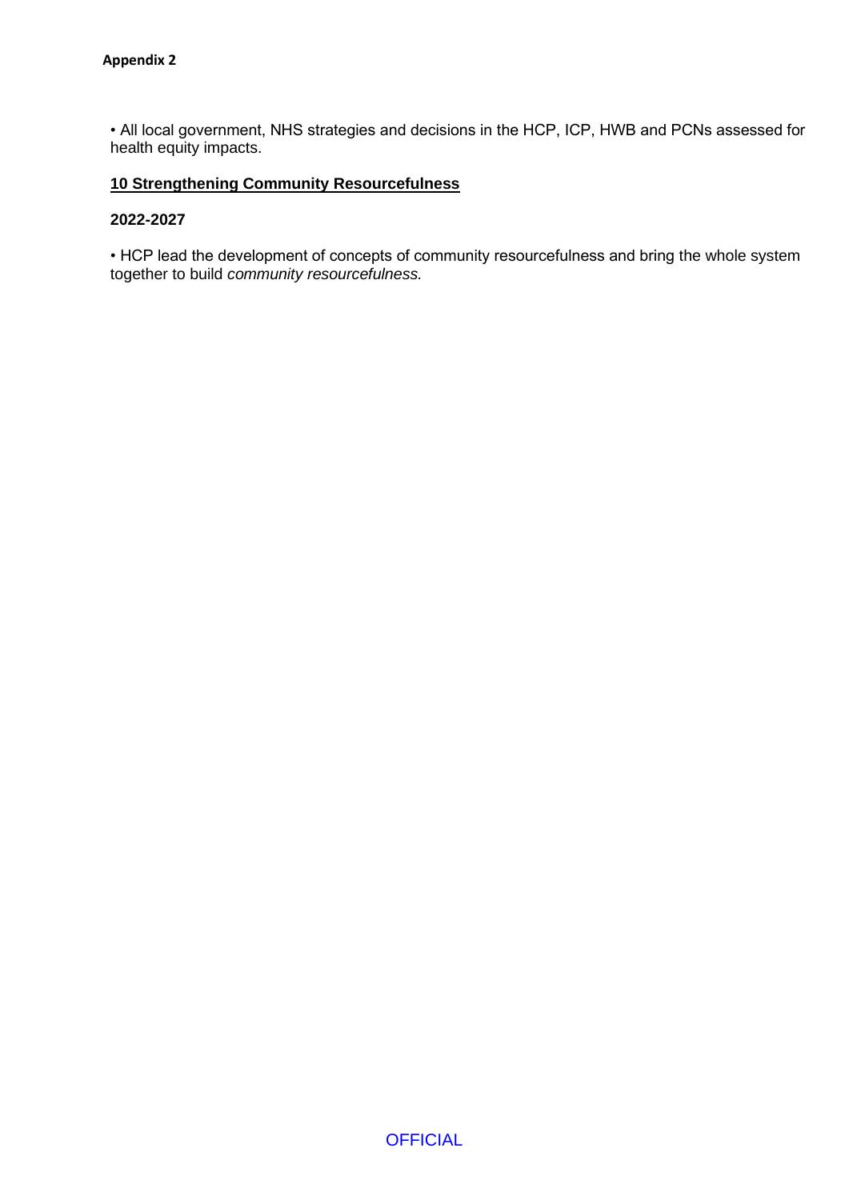• All local government, NHS strategies and decisions in the HCP, ICP, HWB and PCNs assessed for health equity impacts.

## 10 Strengthening Community Resourcefulness

**2022-2027**

• HCP lead the development of concepts of community resourcefulness and bring the whole system together to build *community resourcefulness.*